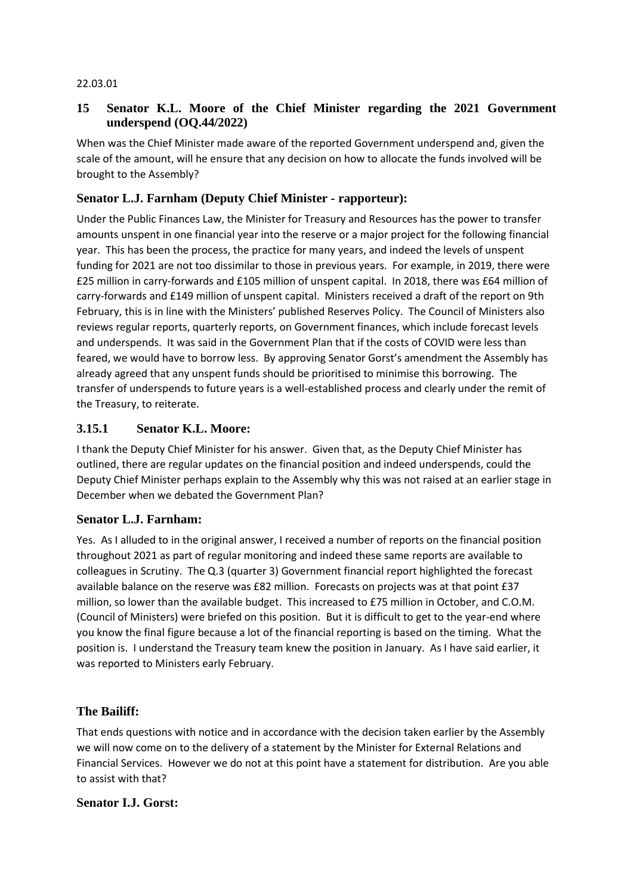22.03.01

## 15 Senator K.L. Moore of the Chief Minister regarding the 2021 Government underspend (OQ.44/2022)

When was the Chief Minister made aware of the reported Government underspend and, given the scale of the amount, will he ensure that any decision on how to allocate the funds involved will be brought to the Assembly?

### Senator L.J. Farnham (Deputy Chief Minister - rapporteur):

Under the Public Finances Law, the Minister for Treasury and Resources has the power to transfer amounts unspent in one financial year into the reserve or a major project for the following financial year. This has been the process, the practice for many years, and indeed the levels of unspent funding for 2021 are not too dissimilar to those in previous years. For example, in 2019, there were £25 million in carry-forwards and £105 million of unspent capital. In 2018, there was £64 million of carry-forwards and £149 million of unspent capital. Ministers received a draft of the report on 9th February, this is in line with the Ministers' published Reserves Policy. The Council of Ministers also reviews regular reports, quarterly reports, on Government finances, which include forecast levels and underspends. It was said in the Government Plan that if the costs of COVID were less than feared, we would have to borrow less. By approving Senator Gorst's amendment the Assembly has already agreed that any unspent funds should be prioritised to minimise this borrowing. The transfer of underspends to future years is a well-established process and clearly under the remit of the Treasury, to reiterate.

### 3.15.1 Senator K.L. Moore:

I thank the Deputy Chief Minister for his answer. Given that, as the Deputy Chief Minister has outlined, there are regular updates on the financial position and indeed underspends, could the Deputy Chief Minister perhaps explain to the Assembly why this was not raised at an earlier stage in December when we debated the Government Plan?

### Senator L.J. Farnham:

Yes. As I alluded to in the original answer, I received a number of reports on the financial position throughout 2021 as part of regular monitoring and indeed these same reports are available to colleagues in Scrutiny. The Q.3 (quarter 3) Government financial report highlighted the forecast available balance on the reserve was £82 million. Forecasts on projects was at that point £37 million, so lower than the available budget. This increased to £75 million in October, and C.O.M. (Council of Ministers) were briefed on this position. But it is difficult to get to the year-end where you know the final figure because a lot of the financial reporting is based on the timing. What the position is. I understand the Treasury team knew the position in January. As I have said earlier, it was reported to Ministers early February.

### The Bailiff:

That ends questions with notice and in accordance with the decision taken earlier by the Assembly we will now come on to the delivery of a statement by the Minister for External Relations and Financial Services. However we do not at this point have a statement for distribution. Are you able to assist with that?

### Senator I.J. Gorst: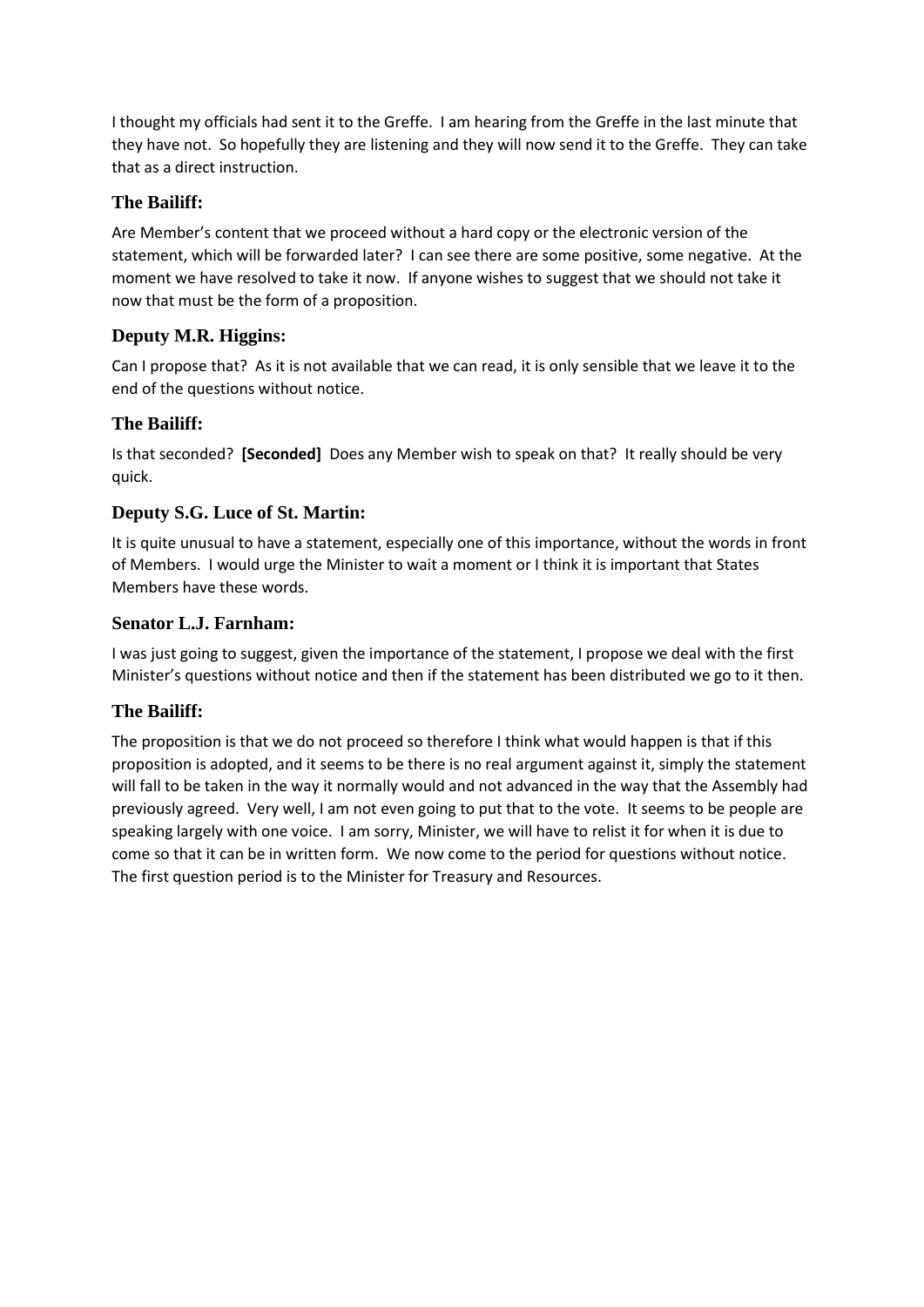I thought my officials had sent it to the Greffe. I am hearing from the Greffe in the last minute that they have not. So hopefully they are listening and they will now send it to the Greffe. They can take that as a direct instruction.

### The Bailiff:

Are Member's content that we proceed without a hard copy or the electronic version of the statement, which will be forwarded later? I can see there are some positive, some negative. At the moment we have resolved to take it now. If anyone wishes to suggest that we should not take it now that must be the form of a proposition.

### Deputy M.R. Higgins:

Can I propose that? As it is not available that we can read, it is only sensible that we leave it to the end of the questions without notice.

### The Bailiff:

Is that seconded? **[Seconded]** Does any Member wish to speak on that? It really should be very quick.

### Deputy S.G. Luce of St. Martin:

It is quite unusual to have a statement, especially one of this importance, without the words in front of Members. I would urge the Minister to wait a moment or I think it is important that States Members have these words.

### Senator L.J. Farnham:

I was just going to suggest, given the importance of the statement, I propose we deal with the first Minister's questions without notice and then if the statement has been distributed we go to it then.

### The Bailiff:

The proposition is that we do not proceed so therefore I think what would happen is that if this proposition is adopted, and it seems to be there is no real argument against it, simply the statement will fall to be taken in the way it normally would and not advanced in the way that the Assembly had previously agreed. Very well, I am not even going to put that to the vote. It seems to be people are speaking largely with one voice. I am sorry, Minister, we will have to relist it for when it is due to come so that it can be in written form. We now come to the period for questions without notice. The first question period is to the Minister for Treasury and Resources.